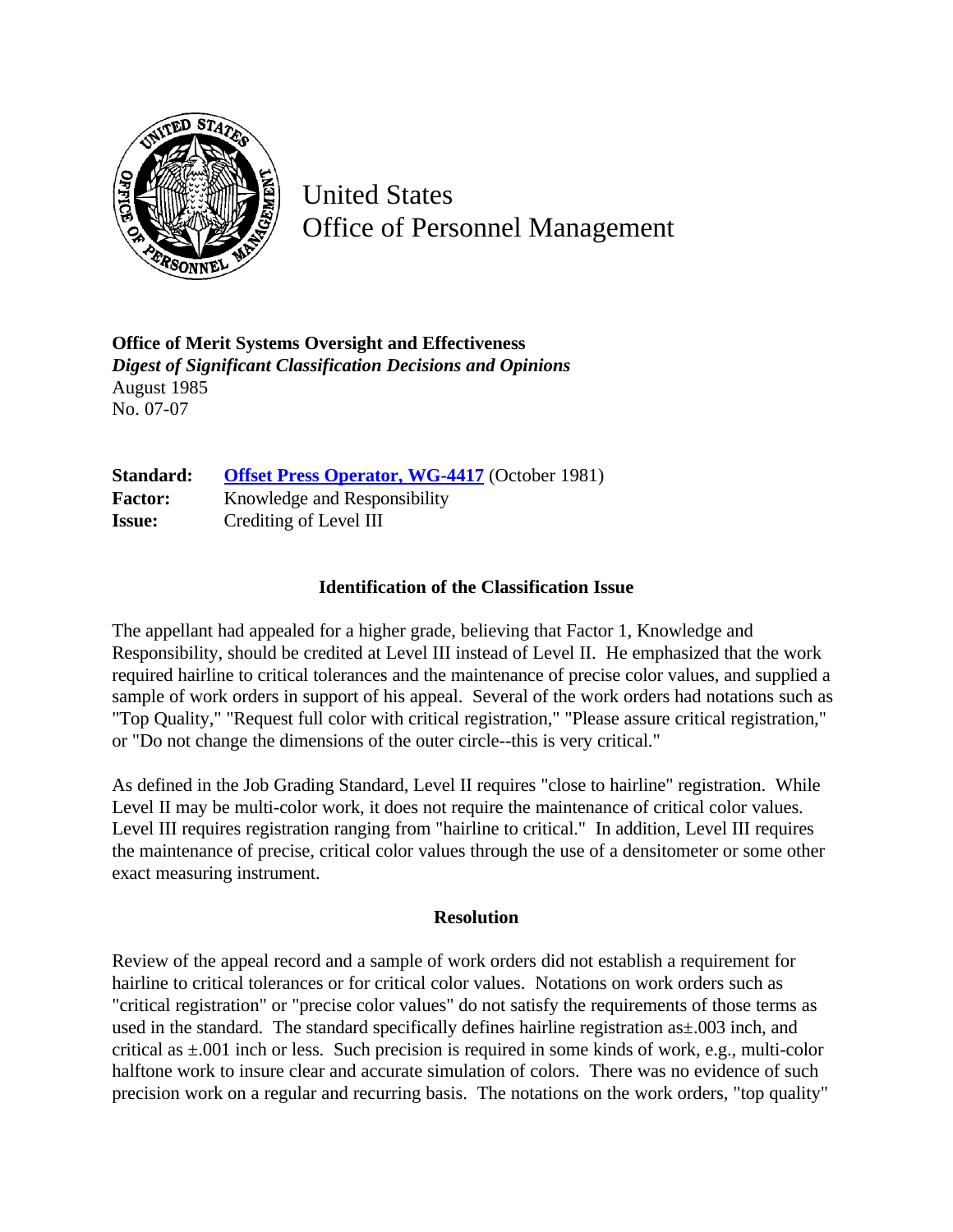United States
Office of Personnel Management

**Office of Merit Systems Oversight and Effectiveness**
***Digest of Significant Classification Decisions and Opinions***
August 1985
No. 07-07

| | |
|---|---|
| **Standard:** | **Offset Press Operator, WG-4417** (October 1981) |
| **Factor:** | Knowledge and Responsibility |
| **Issue:** | Crediting of Level III |

### Identification of the Classification Issue

The appellant had appealed for a higher grade, believing that Factor 1, Knowledge and Responsibility, should be credited at Level III instead of Level II. He emphasized that the work required hairline to critical tolerances and the maintenance of precise color values, and supplied a sample of work orders in support of his appeal. Several of the work orders had notations such as "Top Quality," "Request full color with critical registration," "Please assure critical registration," or "Do not change the dimensions of the outer circle--this is very critical."

As defined in the Job Grading Standard, Level II requires "close to hairline" registration. While Level II may be multi-color work, it does not require the maintenance of critical color values. Level III requires registration ranging from "hairline to critical." In addition, Level III requires the maintenance of precise, critical color values through the use of a densitometer or some other exact measuring instrument.

### Resolution

Review of the appeal record and a sample of work orders did not establish a requirement for hairline to critical tolerances or for critical color values. Notations on work orders such as "critical registration" or "precise color values" do not satisfy the requirements of those terms as used in the standard. The standard specifically defines hairline registration as±.003 inch, and critical as ±.001 inch or less. Such precision is required in some kinds of work, e.g., multi-color halftone work to insure clear and accurate simulation of colors. There was no evidence of such precision work on a regular and recurring basis. The notations on the work orders, "top quality"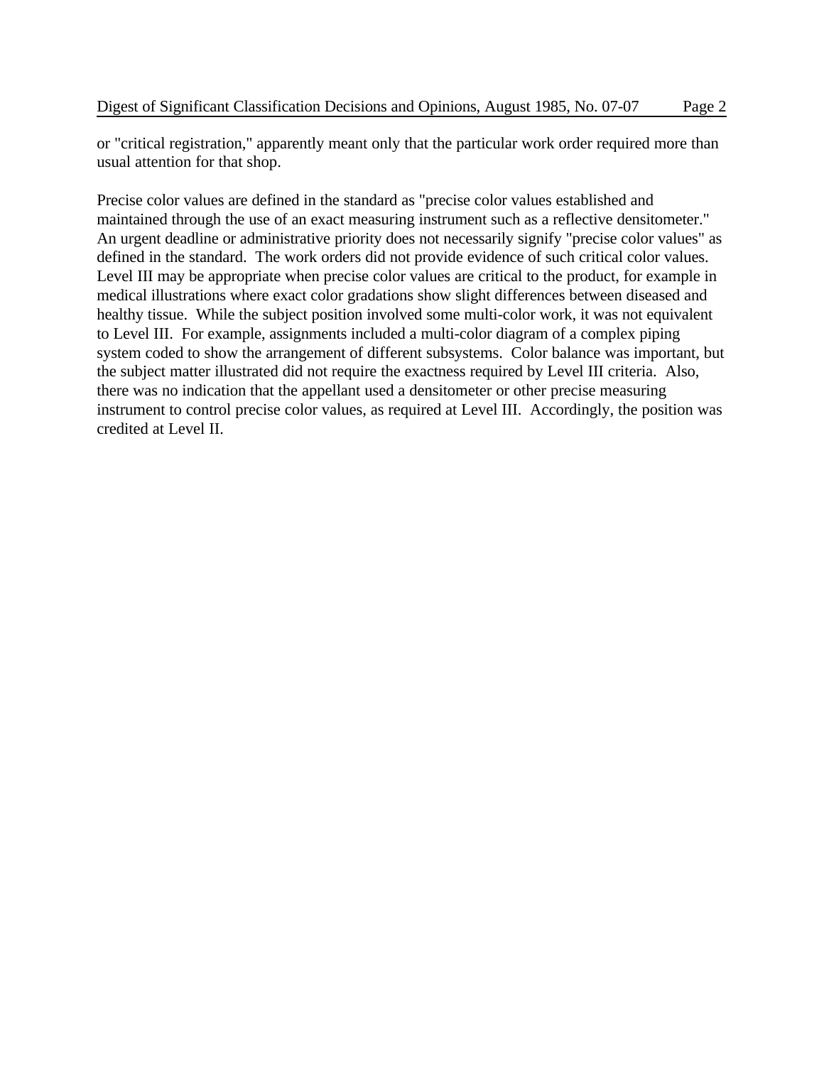or "critical registration," apparently meant only that the particular work order required more than usual attention for that shop.

Precise color values are defined in the standard as "precise color values established and maintained through the use of an exact measuring instrument such as a reflective densitometer." An urgent deadline or administrative priority does not necessarily signify "precise color values" as defined in the standard. The work orders did not provide evidence of such critical color values. Level III may be appropriate when precise color values are critical to the product, for example in medical illustrations where exact color gradations show slight differences between diseased and healthy tissue. While the subject position involved some multi-color work, it was not equivalent to Level III. For example, assignments included a multi-color diagram of a complex piping system coded to show the arrangement of different subsystems. Color balance was important, but the subject matter illustrated did not require the exactness required by Level III criteria. Also, there was no indication that the appellant used a densitometer or other precise measuring instrument to control precise color values, as required at Level III. Accordingly, the position was credited at Level II.